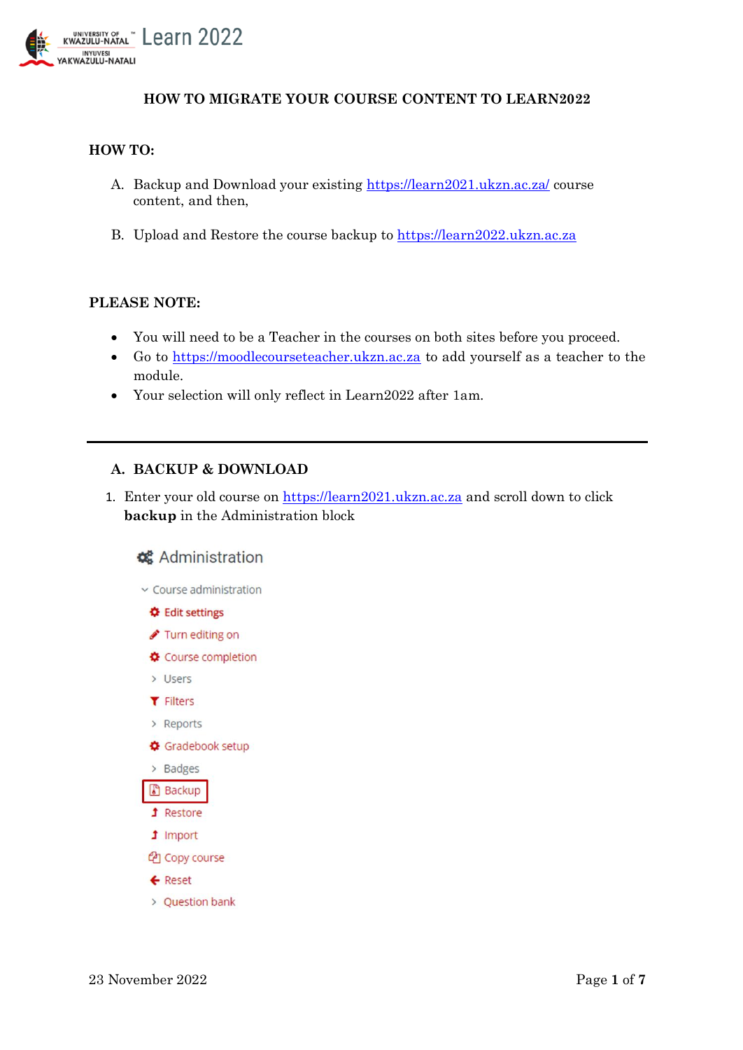## HOW TO MIGRATE YOUR COURSE CONTENT TO LEARN2022

**HOW TO:**

A. Backup and Download your existing https://learn2021.ukzn.ac.za/ course content, and then,

B. Upload and Restore the course backup to https://learn2022.ukzn.ac.za

**PLEASE NOTE:**

- You will need to be a Teacher in the courses on both sites before you proceed.
- Go to https://moodlecourseteacher.ukzn.ac.za to add yourself as a teacher to the module.
- Your selection will only reflect in Learn2022 after 1am.

---

### A. BACKUP & DOWNLOAD

1. Enter your old course on https://learn2021.ukzn.ac.za and scroll down to click **backup** in the Administration block

Administration

- Course administration
  - Edit settings
  - Turn editing on
  - Course completion
  - Users
  - Filters
  - Reports
  - Gradebook setup
  - Badges
  - Backup
  - Restore
  - Import
  - Copy course
  - Reset
  - Question bank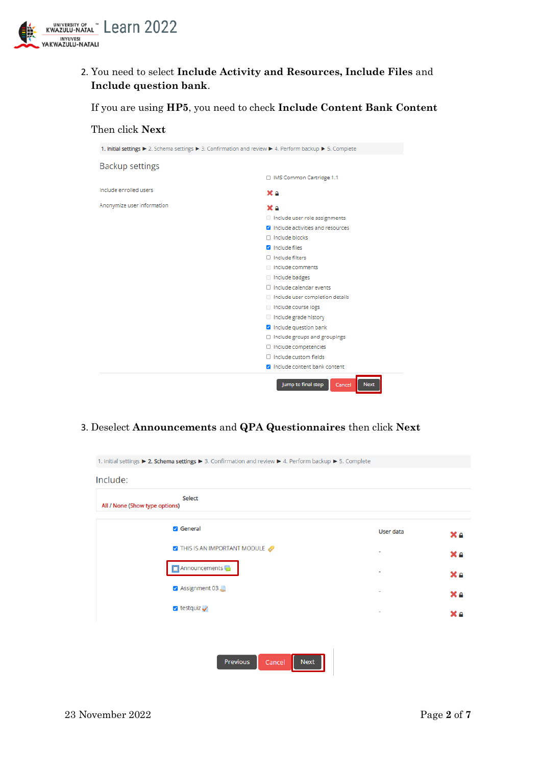2. You need to select **Include Activity and Resources, Include Files** and **Include question bank**.

   If you are using **HP5**, you need to check **Include Content Bank Content**

   Then click **Next**

   1. Initial settings ▶ 2. Schema settings ▶ 3. Confirmation and review ▶ 4. Perform backup ▶ 5. Complete

   Backup settings

   - [ ] IMS Common Cartridge 1.1
   - Include enrolled users ✖ 🔒
   - Anonymize user information ✖ 🔒
   - [ ] Include user role assignments
   - [x] Include activities and resources
   - [ ] Include blocks
   - [x] Include files
   - [ ] Include filters
   - [ ] Include comments
   - [ ] Include badges
   - [ ] Include calendar events
   - [ ] Include user completion details
   - [ ] Include course logs
   - [ ] Include grade history
   - [x] Include question bank
   - [ ] Include groups and groupings
   - [ ] Include competencies
   - [ ] Include custom fields
   - [x] Include content bank content

   Jump to final step | Cancel | **Next**

3. Deselect **Announcements** and **QPA Questionnaires** then click **Next**

   1. Initial settings ▶ 2. Schema settings ▶ 3. Confirmation and review ▶ 4. Perform backup ▶ 5. Complete

   Include:

   Select
   All / None (Show type options)

   | Item | User data | |
   |---|---|---|
   | [x] General | | ✖ 🔒 |
   | [x] THIS IS AN IMPORTANT MODULE | - | ✖ 🔒 |
   | [ ] Announcements | - | ✖ 🔒 |
   | [x] Assignment 03 | - | ✖ 🔒 |
   | [x] testquiz | - | ✖ 🔒 |

   Previous | Cancel | **Next**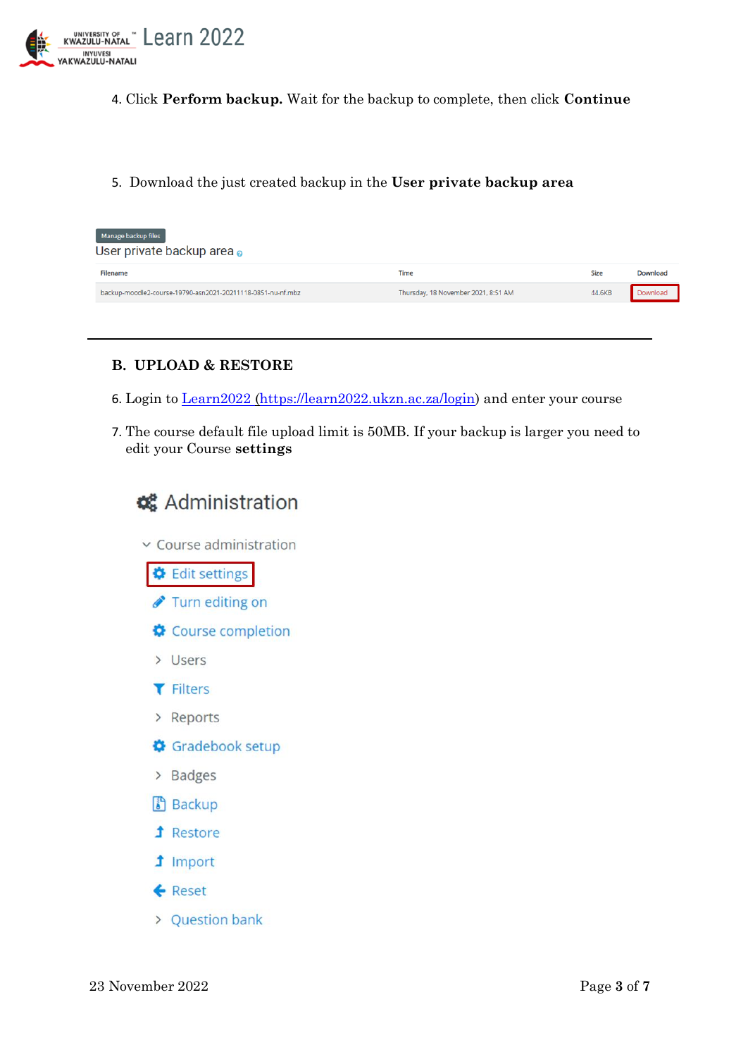4. Click **Perform backup.** Wait for the backup to complete, then click **Continue**

5. Download the just created backup in the **User private backup area**

Manage backup files

User private backup area

| Filename | Time | Size | Download |
| --- | --- | --- | --- |
| backup-moodle2-course-19790-asn2021-20211118-0851-nu-nf.mbz | Thursday, 18 November 2021, 8:51 AM | 44.6KB | Download |

---

## B. UPLOAD & RESTORE

6. Login to [Learn2022 (https://learn2022.ukzn.ac.za/login)](https://learn2022.ukzn.ac.za/login) and enter your course

7. The course default file upload limit is 50MB. If your backup is larger you need to edit your Course **settings**

### Administration

- Course administration
  - Edit settings
  - Turn editing on
  - Course completion
  - Users
  - Filters
  - Reports
  - Gradebook setup
  - Badges
  - Backup
  - Restore
  - Import
  - Reset
  - Question bank

23 November 2022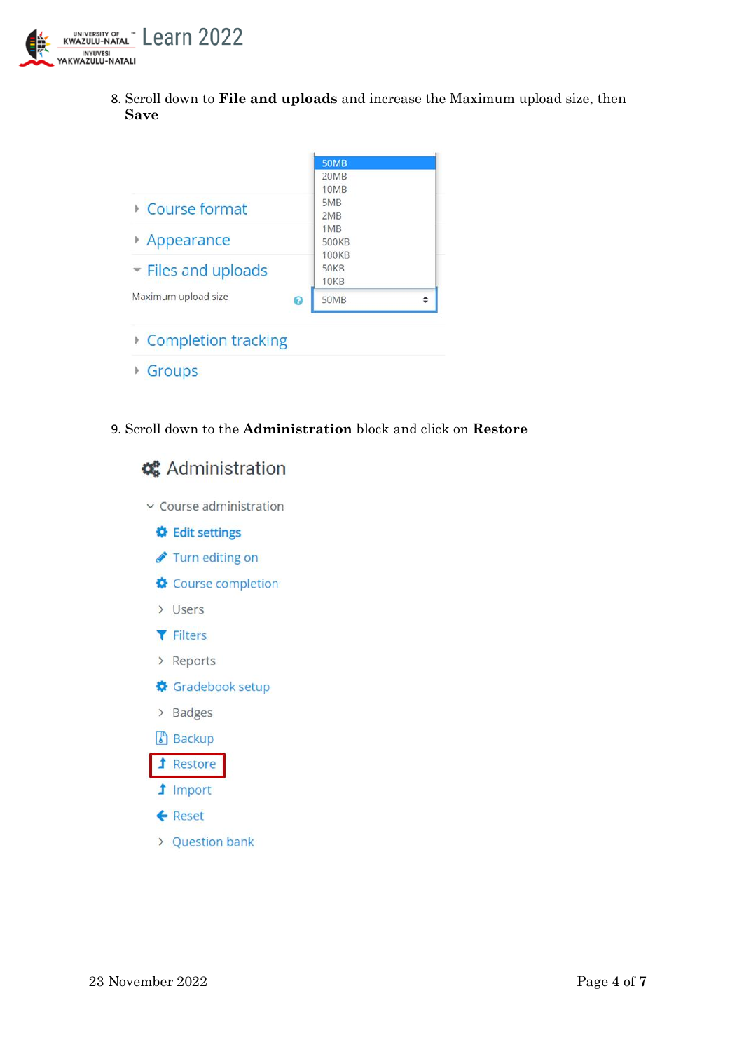8. Scroll down to **File and uploads** and increase the Maximum upload size, then **Save**

9. Scroll down to the **Administration** block and click on **Restore**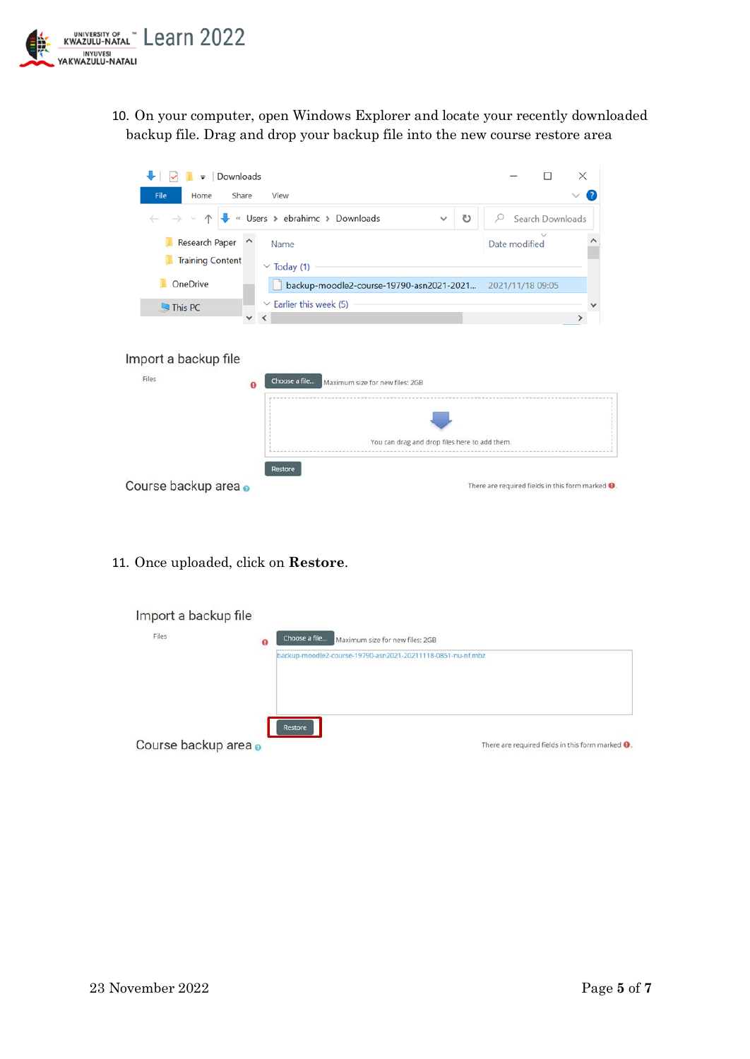10. On your computer, open Windows Explorer and locate your recently downloaded backup file. Drag and drop your backup file into the new course restore area

11. Once uploaded, click on **Restore**.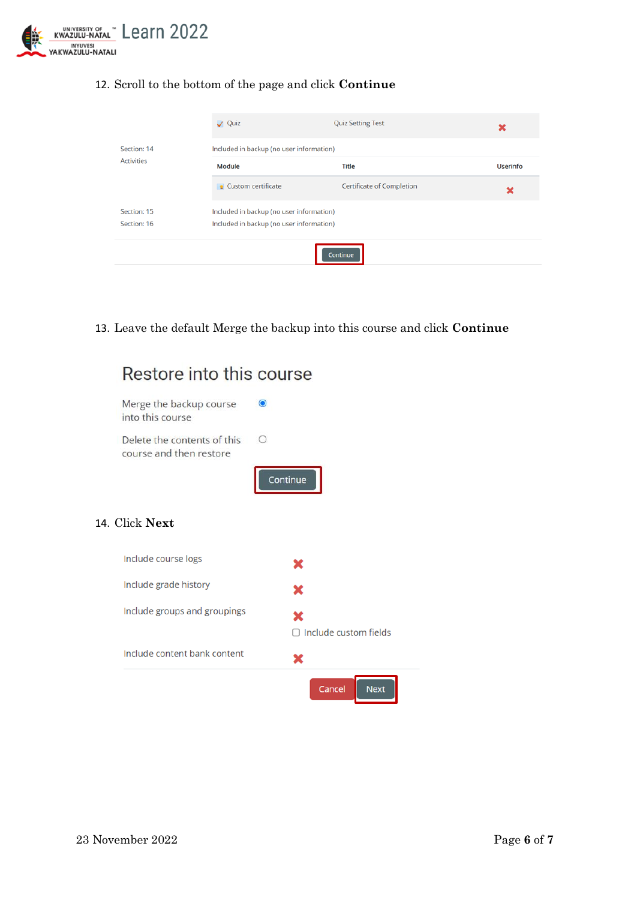12. Scroll to the bottom of the page and click **Continue**

| | Module | Title | Userinfo |
|---|---|---|---|
| | Quiz | Quiz Setting Test | ✖ |
| Section: 14 | Included in backup (no user information) | | |
| Activities | Module | Title | Userinfo |
| | Custom certificate | Certificate of Completion | ✖ |
| Section: 15 | Included in backup (no user information) | | |
| Section: 16 | Included in backup (no user information) | | |

Continue

13. Leave the default Merge the backup into this course and click **Continue**

## Restore into this course

Merge the backup course into this course ◉

Delete the contents of this course and then restore ○

Continue

14. Click **Next**

Include course logs ✖

Include grade history ✖

Include groups and groupings ✖

☐ Include custom fields

Include content bank content ✖

Cancel Next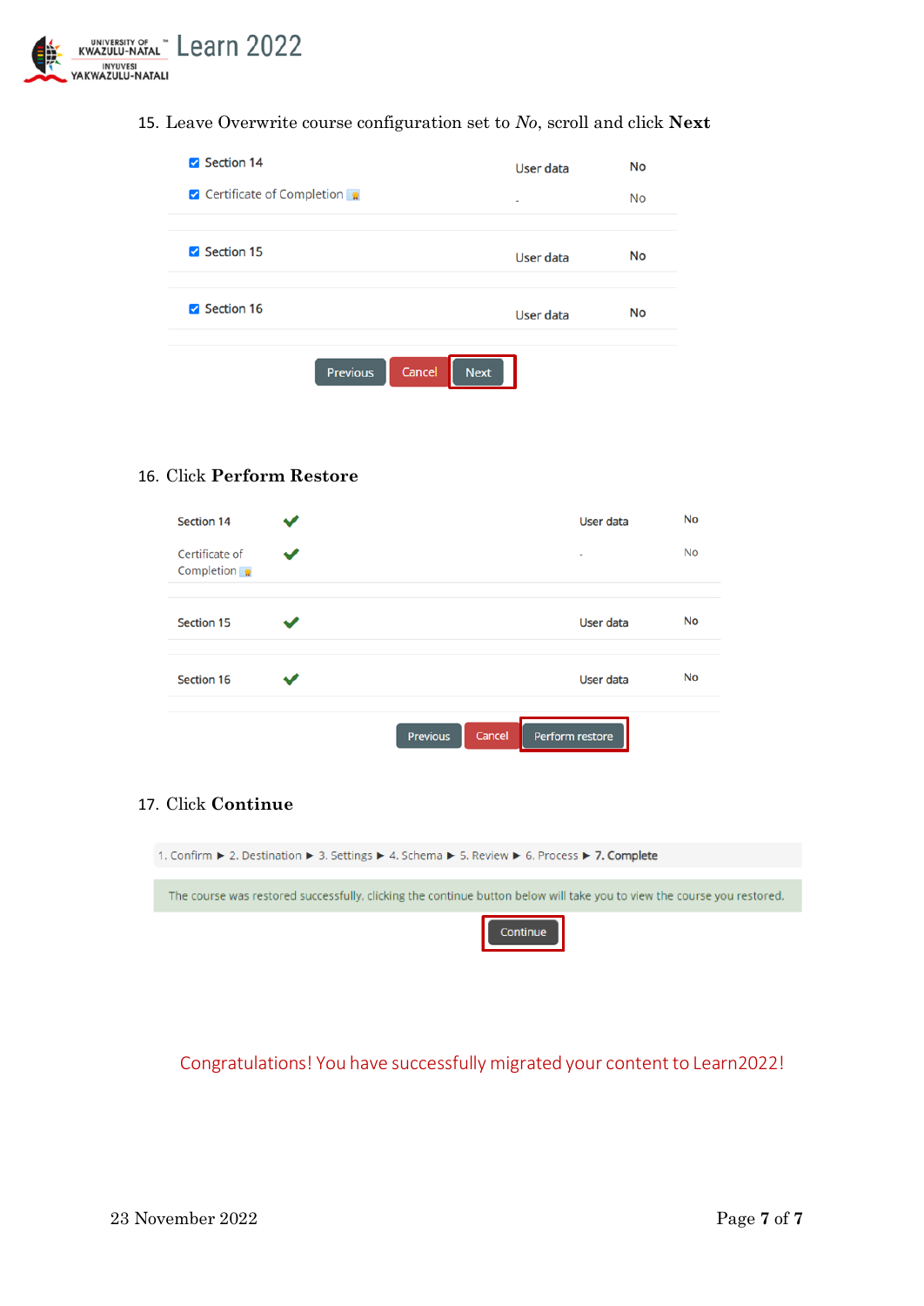15. Leave Overwrite course configuration set to *No*, scroll and click **Next**

| | | |
|---|---|---|
| ☑ Section 14 | User data | No |
| ☑ Certificate of Completion | - | No |
| ☑ Section 15 | User data | No |
| ☑ Section 16 | User data | No |

Previous | Cancel | Next

16. Click **Perform Restore**

| | | | |
|---|---|---|---|
| Section 14 | ✔ | User data | No |
| Certificate of Completion | ✔ | - | No |
| Section 15 | ✔ | User data | No |
| Section 16 | ✔ | User data | No |

Previous | Cancel | Perform restore

17. Click **Continue**

1. Confirm ► 2. Destination ► 3. Settings ► 4. Schema ► 5. Review ► 6. Process ► **7. Complete**

The course was restored successfully, clicking the continue button below will take you to view the course you restored.

Continue

Congratulations! You have successfully migrated your content to Learn2022!